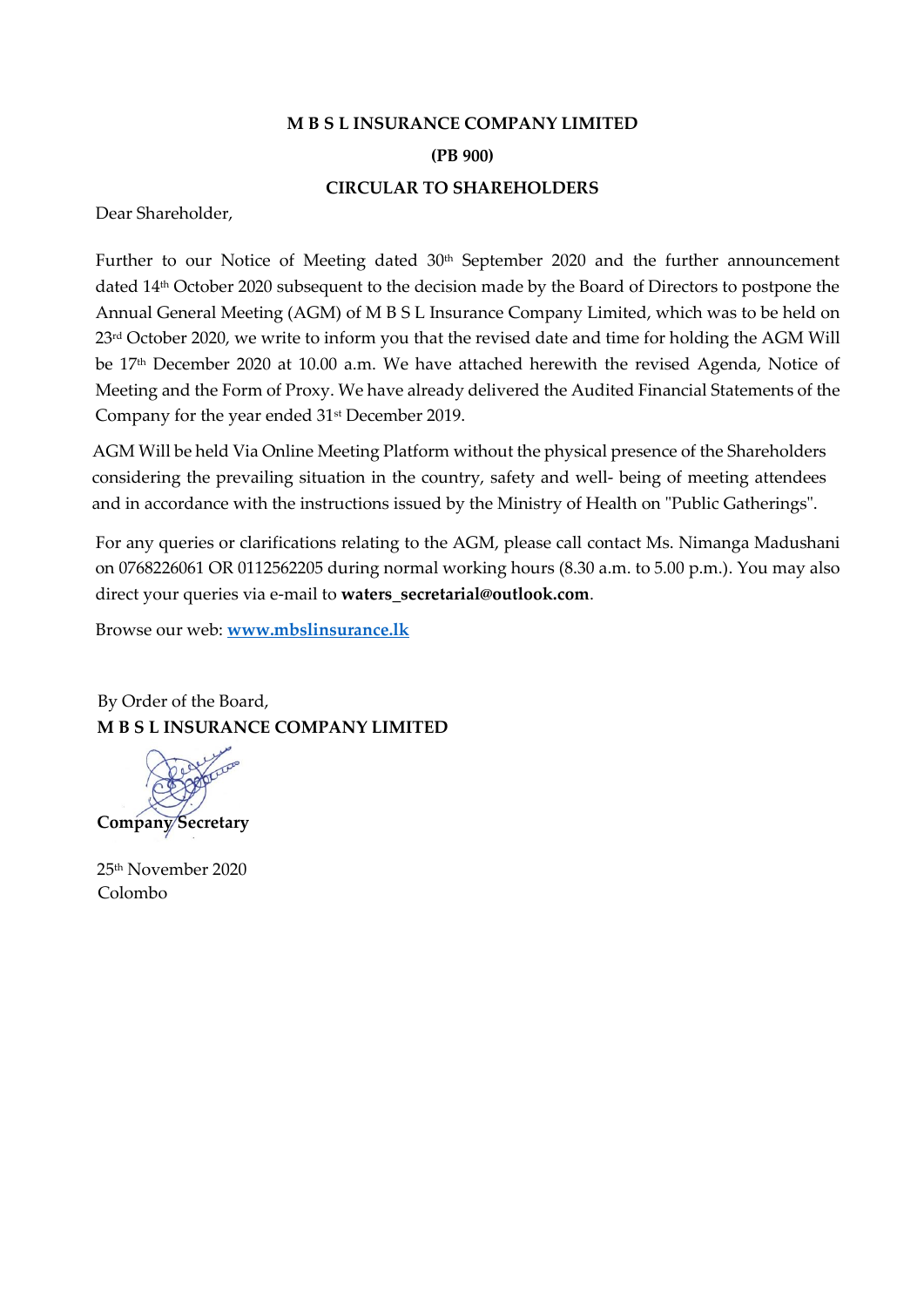**M B S L INSURANCE COMPANY LIMITED**

**(PB 900)**

**CIRCULAR TO SHAREHOLDERS**

Dear Shareholder,

Further to our Notice of Meeting dated 30th September 2020 and the further announcement dated 14th October 2020 subsequent to the decision made by the Board of Directors to postpone the Annual General Meeting (AGM) of M B S L Insurance Company Limited, which was to be held on 23rd October 2020, we write to inform you that the revised date and time for holding the AGM Will be 17th December 2020 at 10.00 a.m. We have attached herewith the revised Agenda, Notice of Meeting and the Form of Proxy. We have already delivered the Audited Financial Statements of the Company for the year ended 31st December 2019.

AGM Will be held Via Online Meeting Platform without the physical presence of the Shareholders considering the prevailing situation in the country, safety and well- being of meeting attendees and in accordance with the instructions issued by the Ministry of Health on "Public Gatherings".

For any queries or clarifications relating to the AGM, please call contact Ms. Nimanga Madushani on 0768226061 OR 0112562205 during normal working hours (8.30 a.m. to 5.00 p.m.). You may also direct your queries via e-mail to **waters_secretarial@outlook.com**.

Browse our web: **www.mbslinsurance.lk**

By Order of the Board,
**M B S L INSURANCE COMPANY LIMITED**

**Company Secretary**

25th November 2020
Colombo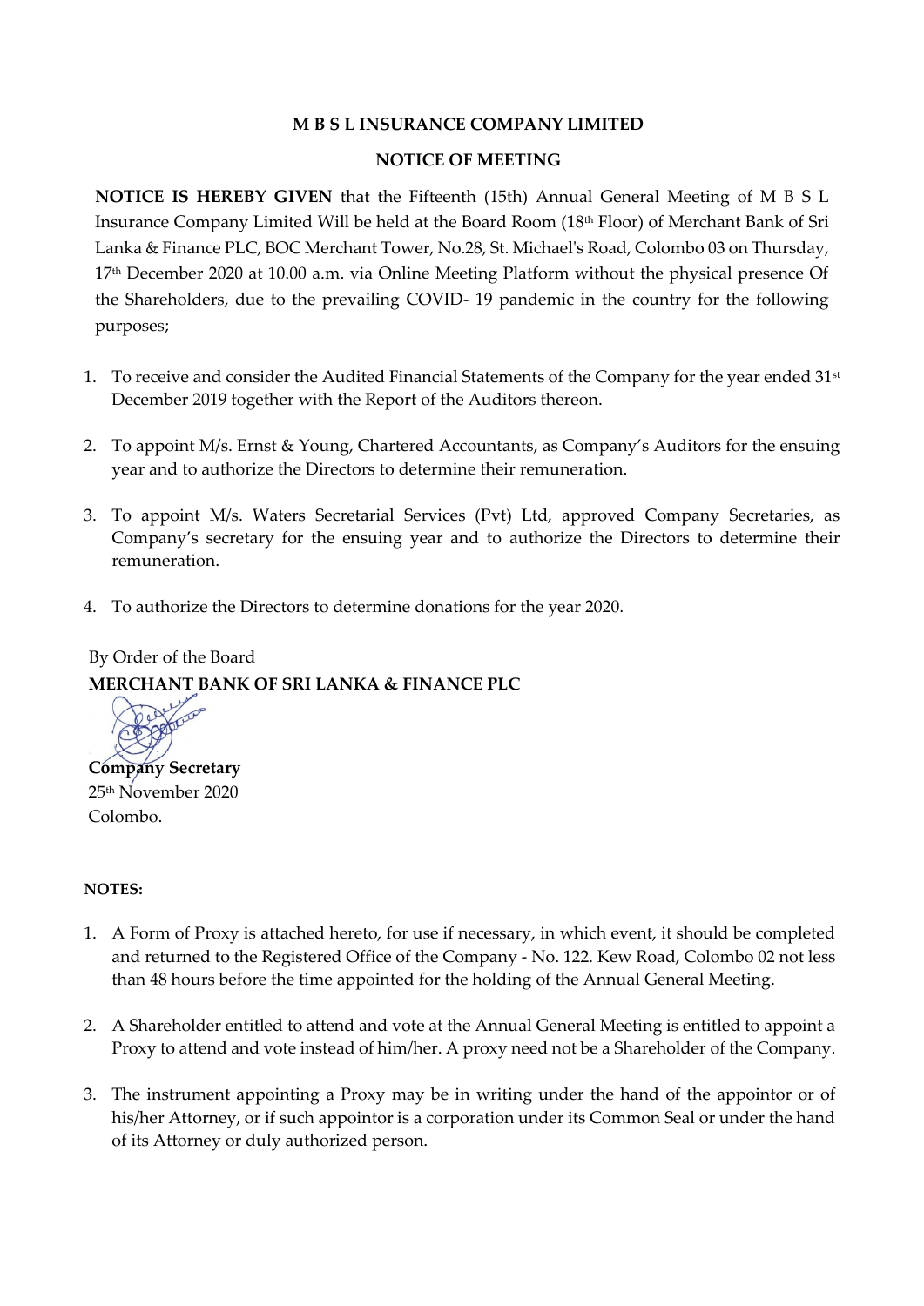**M B S L INSURANCE COMPANY LIMITED**

**NOTICE OF MEETING**

**NOTICE IS HEREBY GIVEN** that the Fifteenth (15th) Annual General Meeting of M B S L Insurance Company Limited Will be held at the Board Room (18th Floor) of Merchant Bank of Sri Lanka & Finance PLC, BOC Merchant Tower, No.28, St. Michael's Road, Colombo 03 on Thursday, 17th December 2020 at 10.00 a.m. via Online Meeting Platform without the physical presence Of the Shareholders, due to the prevailing COVID- 19 pandemic in the country for the following purposes;

1. To receive and consider the Audited Financial Statements of the Company for the year ended 31st December 2019 together with the Report of the Auditors thereon.

2. To appoint M/s. Ernst & Young, Chartered Accountants, as Company's Auditors for the ensuing year and to authorize the Directors to determine their remuneration.

3. To appoint M/s. Waters Secretarial Services (Pvt) Ltd, approved Company Secretaries, as Company's secretary for the ensuing year and to authorize the Directors to determine their remuneration.

4. To authorize the Directors to determine donations for the year 2020.

By Order of the Board
**MERCHANT BANK OF SRI LANKA & FINANCE PLC**

**Company Secretary**
25th November 2020
Colombo.

**NOTES:**

1. A Form of Proxy is attached hereto, for use if necessary, in which event, it should be completed and returned to the Registered Office of the Company - No. 122. Kew Road, Colombo 02 not less than 48 hours before the time appointed for the holding of the Annual General Meeting.

2. A Shareholder entitled to attend and vote at the Annual General Meeting is entitled to appoint a Proxy to attend and vote instead of him/her. A proxy need not be a Shareholder of the Company.

3. The instrument appointing a Proxy may be in writing under the hand of the appointor or of his/her Attorney, or if such appointor is a corporation under its Common Seal or under the hand of its Attorney or duly authorized person.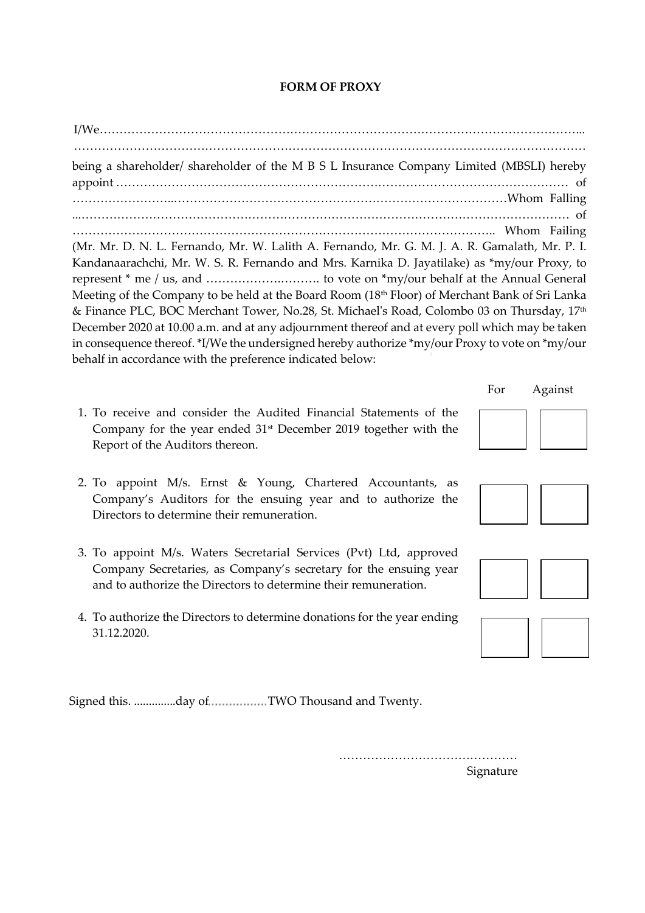**FORM OF PROXY**

I/We……………………………………………………………………………………………………………...
……………………………………………………………………………………………………………………
being a shareholder/ shareholder of the M B S L Insurance Company Limited (MBSLI) hereby appoint ………………………………………………………………………………………………… of ……………………...…………………………………………………………………………Whom Falling ...……………………………………………………………………………………………………… of …………………………………………………………………………………………….. Whom Failing (Mr. Mr. D. N. L. Fernando, Mr. W. Lalith A. Fernando, Mr. G. M. J. A. R. Gamalath, Mr. P. I. Kandanaarachchi, Mr. W. S. R. Fernando and Mrs. Karnika D. Jayatilake) as *my/our Proxy, to represent * me / us, and ……………….………. to vote on *my/our behalf at the Annual General Meeting of the Company to be held at the Board Room (18th Floor) of Merchant Bank of Sri Lanka & Finance PLC, BOC Merchant Tower, No.28, St. Michael's Road, Colombo 03 on Thursday, 17th December 2020 at 10.00 a.m. and at any adjournment thereof and at every poll which may be taken in consequence thereof. *I/We the undersigned hereby authorize *my/our Proxy to vote on *my/our behalf in accordance with the preference indicated below:

| | For | Against |
|---|---|---|
| 1. To receive and consider the Audited Financial Statements of the Company for the year ended 31st December 2019 together with the Report of the Auditors thereon. | | |
| 2. To appoint M/s. Ernst & Young, Chartered Accountants, as Company's Auditors for the ensuing year and to authorize the Directors to determine their remuneration. | | |
| 3. To appoint M/s. Waters Secretarial Services (Pvt) Ltd, approved Company Secretaries, as Company's secretary for the ensuing year and to authorize the Directors to determine their remuneration. | | |
| 4. To authorize the Directors to determine donations for the year ending 31.12.2020. | | |

Signed this. ..............day of................TWO Thousand and Twenty.

………………………………………
Signature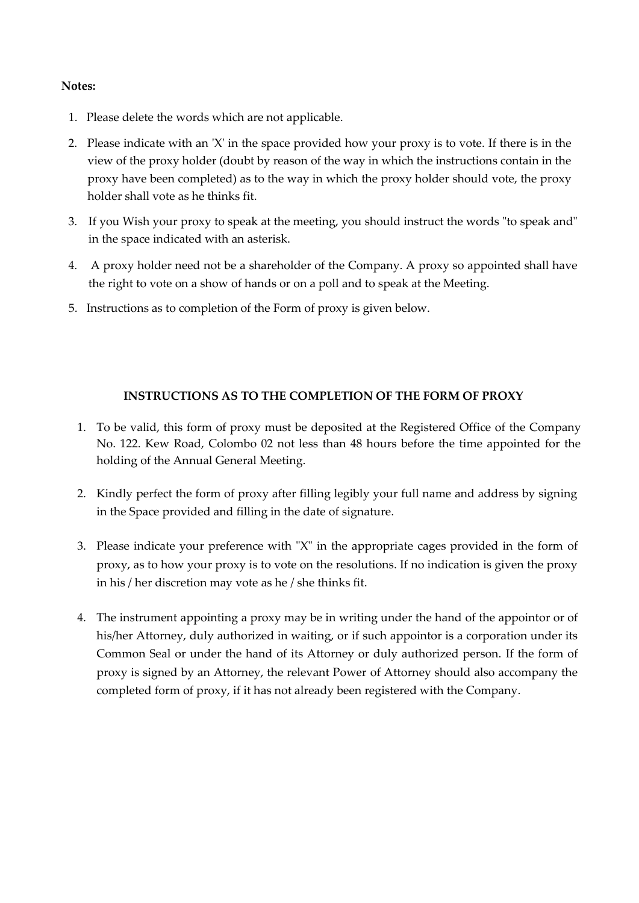**Notes:**

1. Please delete the words which are not applicable.
2. Please indicate with an 'X' in the space provided how your proxy is to vote. If there is in the view of the proxy holder (doubt by reason of the way in which the instructions contain in the proxy have been completed) as to the way in which the proxy holder should vote, the proxy holder shall vote as he thinks fit.
3. If you Wish your proxy to speak at the meeting, you should instruct the words "to speak and" in the space indicated with an asterisk.
4. A proxy holder need not be a shareholder of the Company. A proxy so appointed shall have the right to vote on a show of hands or on a poll and to speak at the Meeting.
5. Instructions as to completion of the Form of proxy is given below.

**INSTRUCTIONS AS TO THE COMPLETION OF THE FORM OF PROXY**

1. To be valid, this form of proxy must be deposited at the Registered Office of the Company No. 122. Kew Road, Colombo 02 not less than 48 hours before the time appointed for the holding of the Annual General Meeting.
2. Kindly perfect the form of proxy after filling legibly your full name and address by signing in the Space provided and filling in the date of signature.
3. Please indicate your preference with "X" in the appropriate cages provided in the form of proxy, as to how your proxy is to vote on the resolutions. If no indication is given the proxy in his / her discretion may vote as he / she thinks fit.
4. The instrument appointing a proxy may be in writing under the hand of the appointor or of his/her Attorney, duly authorized in waiting, or if such appointor is a corporation under its Common Seal or under the hand of its Attorney or duly authorized person. If the form of proxy is signed by an Attorney, the relevant Power of Attorney should also accompany the completed form of proxy, if it has not already been registered with the Company.